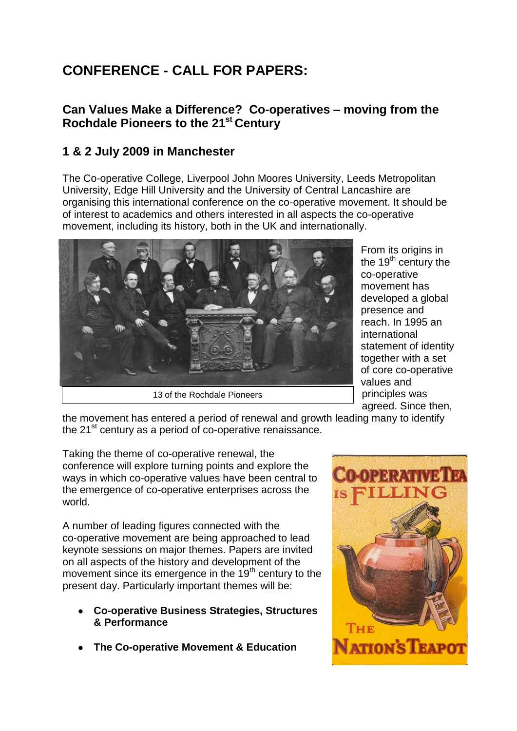# CONFERENCE - CALL FOR PAPERS:

## Can Values Make a Difference? Co-operatives – moving from the Rochdale Pioneers to the 21st Century

## 1 & 2 July 2009 in Manchester

The Co-operative College, Liverpool John Moores University, Leeds Metropolitan University, Edge Hill University and the University of Central Lancashire are organising this international conference on the co-operative movement. It should be of interest to academics and others interested in all aspects the co-operative movement, including its history, both in the UK and internationally.

13 of the Rochdale Pioneers

From its origins in the 19th century the co-operative movement has developed a global presence and reach. In 1995 an international statement of identity together with a set of core co-operative values and principles was agreed. Since then, the movement has entered a period of renewal and growth leading many to identify the 21st century as a period of co-operative renaissance.

Taking the theme of co-operative renewal, the conference will explore turning points and explore the ways in which co-operative values have been central to the emergence of co-operative enterprises across the world.

A number of leading figures connected with the co-operative movement are being approached to lead keynote sessions on major themes. Papers are invited on all aspects of the history and development of the movement since its emergence in the 19th century to the present day. Particularly important themes will be:

- **Co-operative Business Strategies, Structures & Performance**
- **The Co-operative Movement & Education**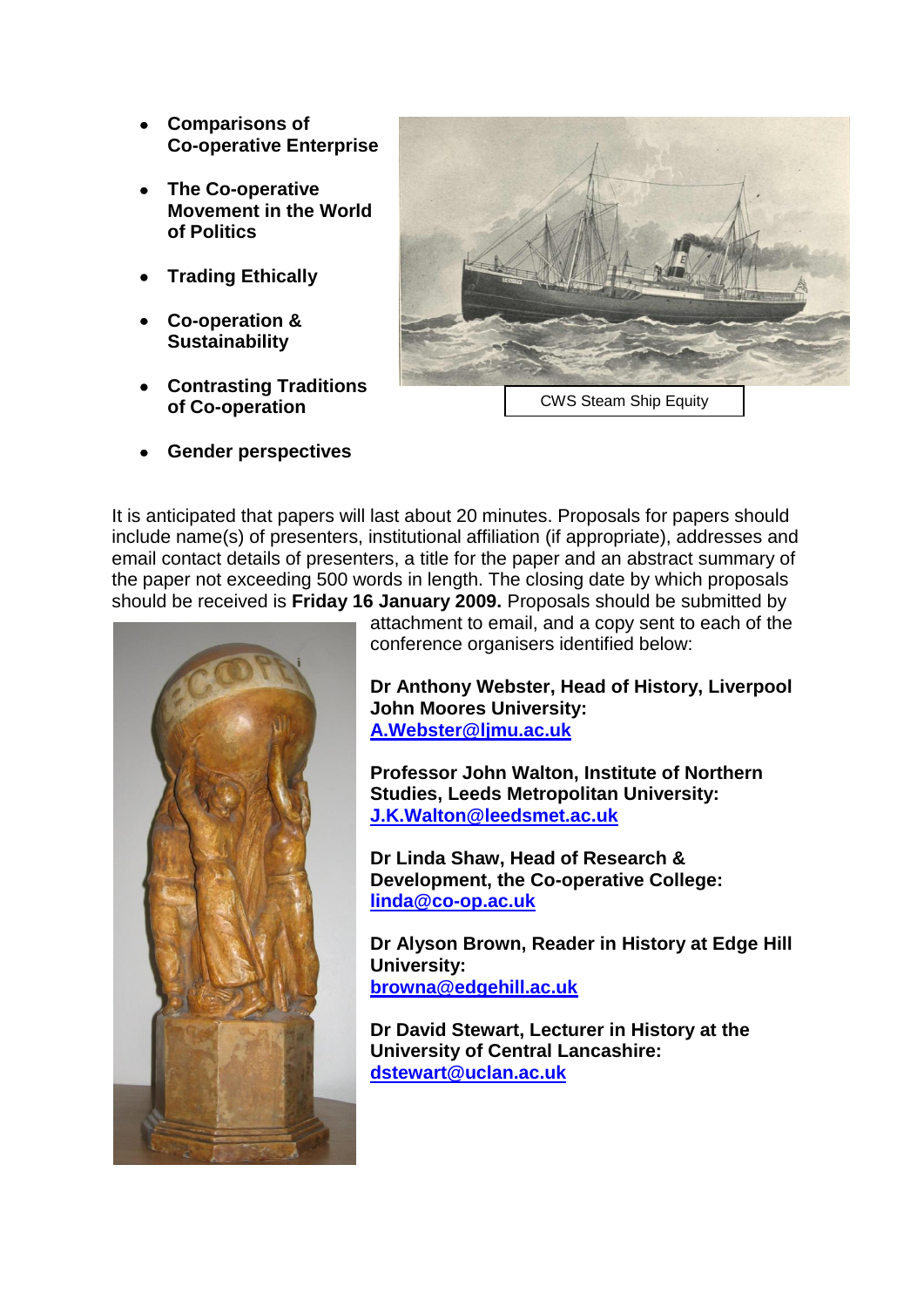- **Comparisons of Co-operative Enterprise**
- **The Co-operative Movement in the World of Politics**
- **Trading Ethically**
- **Co-operation & Sustainability**
- **Contrasting Traditions of Co-operation**
- **Gender perspectives**

CWS Steam Ship Equity

It is anticipated that papers will last about 20 minutes. Proposals for papers should include name(s) of presenters, institutional affiliation (if appropriate), addresses and email contact details of presenters, a title for the paper and an abstract summary of the paper not exceeding 500 words in length. The closing date by which proposals should be received is **Friday 16 January 2009.** Proposals should be submitted by attachment to email, and a copy sent to each of the conference organisers identified below:

**Dr Anthony Webster, Head of History, Liverpool John Moores University:**
**A.Webster@ljmu.ac.uk**

**Professor John Walton, Institute of Northern Studies, Leeds Metropolitan University:**
**J.K.Walton@leedsmet.ac.uk**

**Dr Linda Shaw, Head of Research & Development, the Co-operative College:**
**linda@co-op.ac.uk**

**Dr Alyson Brown, Reader in History at Edge Hill University:**
**browna@edgehill.ac.uk**

**Dr David Stewart, Lecturer in History at the University of Central Lancashire:**
**dstewart@uclan.ac.uk**